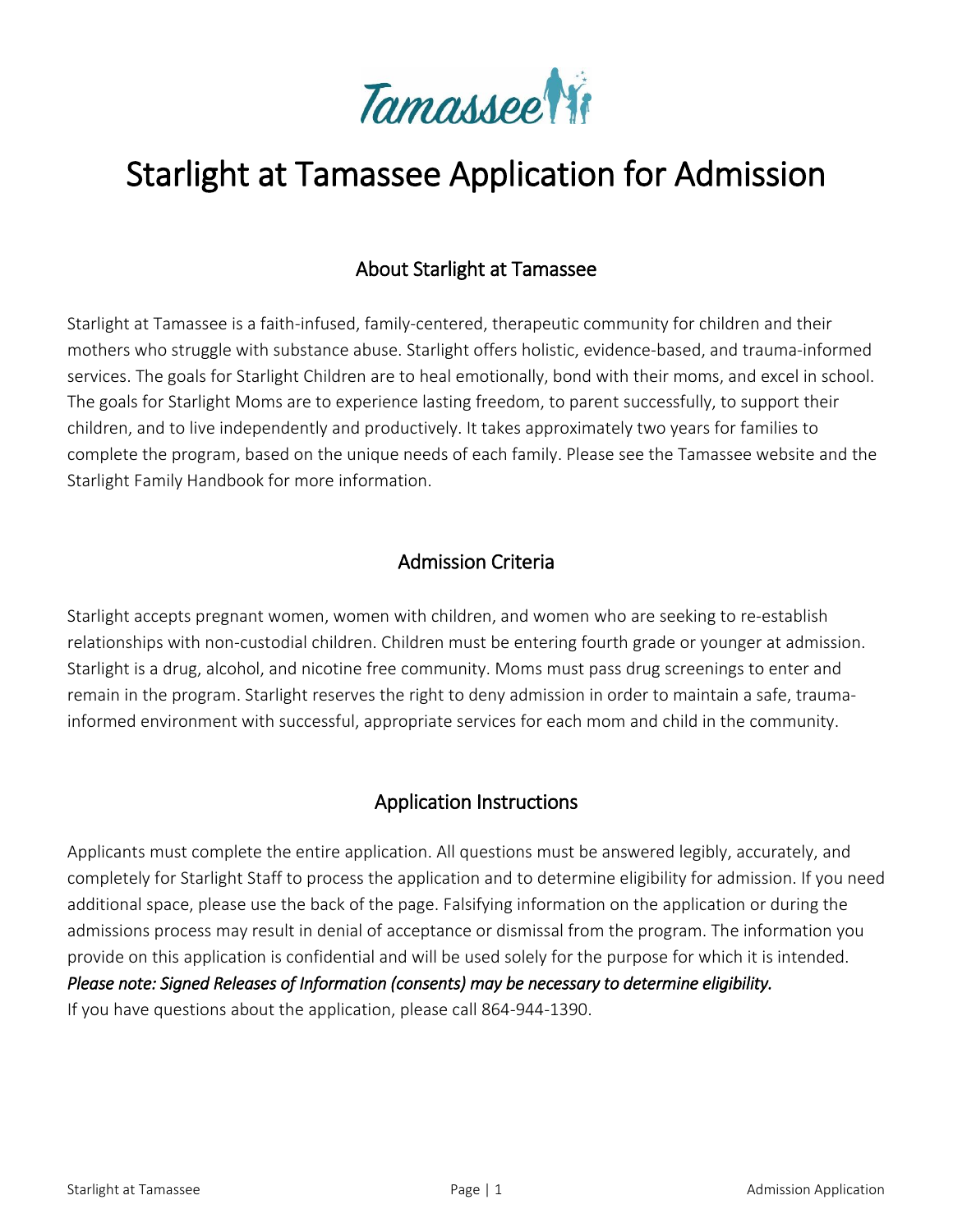# Starlight at Tamassee Application for Admission

## About Starlight at Tamassee

Starlight at Tamassee is a faith-infused, family-centered, therapeutic community for children and their mothers who struggle with substance abuse. Starlight offers holistic, evidence-based, and trauma-informed services. The goals for Starlight Children are to heal emotionally, bond with their moms, and excel in school. The goals for Starlight Moms are to experience lasting freedom, to parent successfully, to support their children, and to live independently and productively. It takes approximately two years for families to complete the program, based on the unique needs of each family. Please see the Tamassee website and the Starlight Family Handbook for more information.

## Admission Criteria

Starlight accepts pregnant women, women with children, and women who are seeking to re-establish relationships with non-custodial children. Children must be entering fourth grade or younger at admission. Starlight is a drug, alcohol, and nicotine free community. Moms must pass drug screenings to enter and remain in the program. Starlight reserves the right to deny admission in order to maintain a safe, trauma-informed environment with successful, appropriate services for each mom and child in the community.

## Application Instructions

Applicants must complete the entire application. All questions must be answered legibly, accurately, and completely for Starlight Staff to process the application and to determine eligibility for admission. If you need additional space, please use the back of the page. Falsifying information on the application or during the admissions process may result in denial of acceptance or dismissal from the program. The information you provide on this application is confidential and will be used solely for the purpose for which it is intended.
*Please note: Signed Releases of Information (consents) may be necessary to determine eligibility.*
If you have questions about the application, please call 864-944-1390.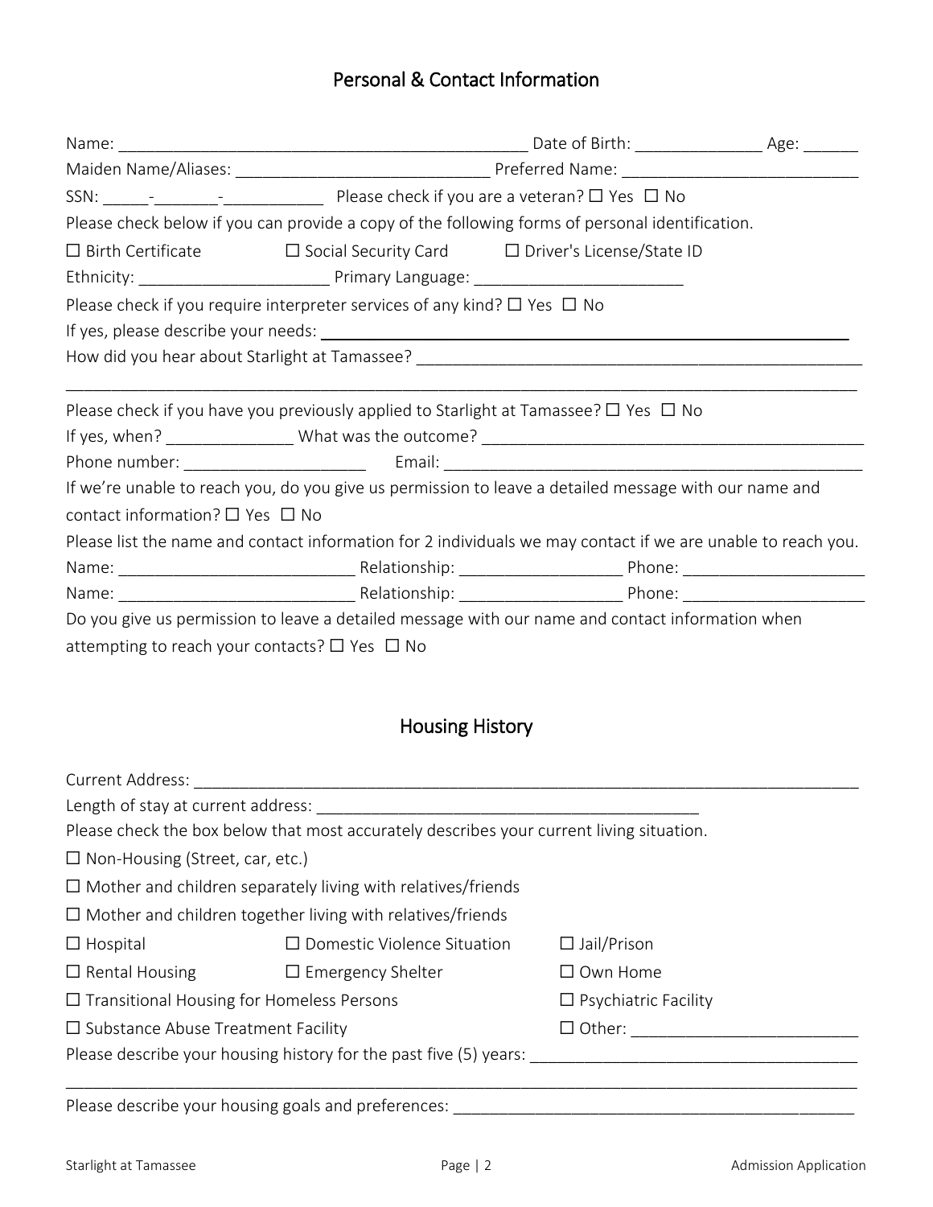# Personal & Contact Information

Name: _______________________________________________ Date of Birth: ______________ Age: ______

Maiden Name/Aliases: ____________________________ Preferred Name: __________________________

SSN: _____-_______-___________ Please check if you are a veteran? ☐ Yes ☐ No

Please check below if you can provide a copy of the following forms of personal identification.

☐ Birth Certificate ☐ Social Security Card ☐ Driver's License/State ID

Ethnicity: _____________________ Primary Language: _______________________

Please check if you require interpreter services of any kind? ☐ Yes ☐ No

If yes, please describe your needs: ________________________________________________________

How did you hear about Starlight at Tamassee? _______________________________________________

_____________________________________________________________________________________

Please check if you have you previously applied to Starlight at Tamassee? ☐ Yes ☐ No

If yes, when? ______________ What was the outcome? __________________________________________

Phone number: ____________________ Email: ________________________________________________

If we're unable to reach you, do you give us permission to leave a detailed message with our name and contact information? ☐ Yes ☐ No

Please list the name and contact information for 2 individuals we may contact if we are unable to reach you.

Name: __________________________ Relationship: _________________ Phone: ___________________

Name: __________________________ Relationship: _________________ Phone: ___________________

Do you give us permission to leave a detailed message with our name and contact information when attempting to reach your contacts? ☐ Yes ☐ No

# Housing History

Current Address: _______________________________________________________________________

Length of stay at current address: ___________________________________________

Please check the box below that most accurately describes your current living situation.

☐ Non-Housing (Street, car, etc.)

☐ Mother and children separately living with relatives/friends

☐ Mother and children together living with relatives/friends

☐ Hospital ☐ Domestic Violence Situation ☐ Jail/Prison

☐ Rental Housing ☐ Emergency Shelter ☐ Own Home

☐ Transitional Housing for Homeless Persons ☐ Psychiatric Facility

☐ Substance Abuse Treatment Facility ☐ Other: _________________________

Please describe your housing history for the past five (5) years: ____________________________________

_____________________________________________________________________________________

Please describe your housing goals and preferences: ___________________________________________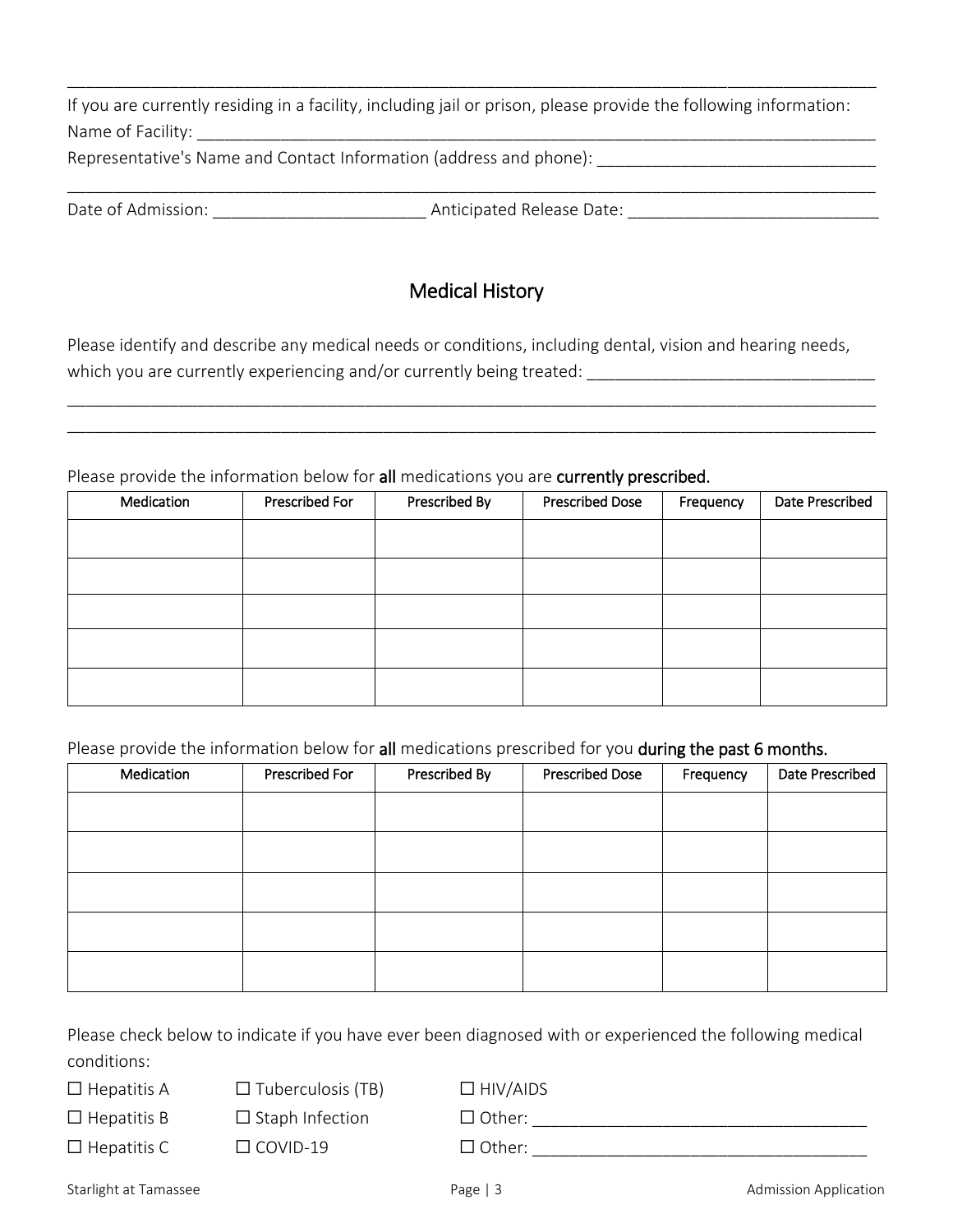\_\_\_\_\_\_\_\_\_\_\_\_\_\_\_\_\_\_\_\_\_\_\_\_\_\_\_\_\_\_\_\_\_\_\_\_\_\_\_\_\_\_\_\_\_\_\_\_\_\_\_\_\_\_\_\_\_\_\_\_\_\_\_\_\_\_\_\_\_\_\_\_\_\_\_\_\_\_\_\_

If you are currently residing in a facility, including jail or prison, please provide the following information:

Name of Facility: \_\_\_\_\_\_\_\_\_\_\_\_\_\_\_\_\_\_\_\_\_\_\_\_\_\_\_\_\_\_\_\_\_\_\_\_\_\_\_\_\_\_\_\_\_\_\_\_\_\_\_\_\_\_\_\_\_\_\_\_\_\_\_\_

Representative's Name and Contact Information (address and phone): \_\_\_\_\_\_\_\_\_\_\_\_\_\_\_\_\_\_\_\_\_\_\_\_\_\_\_\_\_\_

\_\_\_\_\_\_\_\_\_\_\_\_\_\_\_\_\_\_\_\_\_\_\_\_\_\_\_\_\_\_\_\_\_\_\_\_\_\_\_\_\_\_\_\_\_\_\_\_\_\_\_\_\_\_\_\_\_\_\_\_\_\_\_\_\_\_\_\_\_\_\_\_\_\_\_\_\_\_\_\_

Date of Admission: \_\_\_\_\_\_\_\_\_\_\_\_\_\_\_\_\_\_\_\_\_\_\_ Anticipated Release Date: \_\_\_\_\_\_\_\_\_\_\_\_\_\_\_\_\_\_\_\_\_\_\_\_\_\_\_

## Medical History

Please identify and describe any medical needs or conditions, including dental, vision and hearing needs, which you are currently experiencing and/or currently being treated: \_\_\_\_\_\_\_\_\_\_\_\_\_\_\_\_\_\_\_\_\_\_\_\_\_\_\_\_\_\_\_

\_\_\_\_\_\_\_\_\_\_\_\_\_\_\_\_\_\_\_\_\_\_\_\_\_\_\_\_\_\_\_\_\_\_\_\_\_\_\_\_\_\_\_\_\_\_\_\_\_\_\_\_\_\_\_\_\_\_\_\_\_\_\_\_\_\_\_\_\_\_\_\_\_\_\_\_\_\_\_\_

\_\_\_\_\_\_\_\_\_\_\_\_\_\_\_\_\_\_\_\_\_\_\_\_\_\_\_\_\_\_\_\_\_\_\_\_\_\_\_\_\_\_\_\_\_\_\_\_\_\_\_\_\_\_\_\_\_\_\_\_\_\_\_\_\_\_\_\_\_\_\_\_\_\_\_\_\_\_\_\_

Please provide the information below for **all** medications you are **currently prescribed.**

| Medication | Prescribed For | Prescribed By | Prescribed Dose | Frequency | Date Prescribed |
|---|---|---|---|---|---|
| | | | | | |
| | | | | | |
| | | | | | |
| | | | | | |
| | | | | | |

Please provide the information below for **all** medications prescribed for you **during the past 6 months.**

| Medication | Prescribed For | Prescribed By | Prescribed Dose | Frequency | Date Prescribed |
|---|---|---|---|---|---|
| | | | | | |
| | | | | | |
| | | | | | |
| | | | | | |
| | | | | | |

Please check below to indicate if you have ever been diagnosed with or experienced the following medical conditions:

☐ Hepatitis A ☐ Tuberculosis (TB) ☐ HIV/AIDS

☐ Hepatitis B ☐ Staph Infection ☐ Other: \_\_\_\_\_\_\_\_\_\_\_\_\_\_\_\_\_\_\_\_\_\_\_\_\_\_\_\_\_\_\_\_\_\_\_\_\_

☐ Hepatitis C ☐ COVID-19 ☐ Other: \_\_\_\_\_\_\_\_\_\_\_\_\_\_\_\_\_\_\_\_\_\_\_\_\_\_\_\_\_\_\_\_\_\_\_\_\_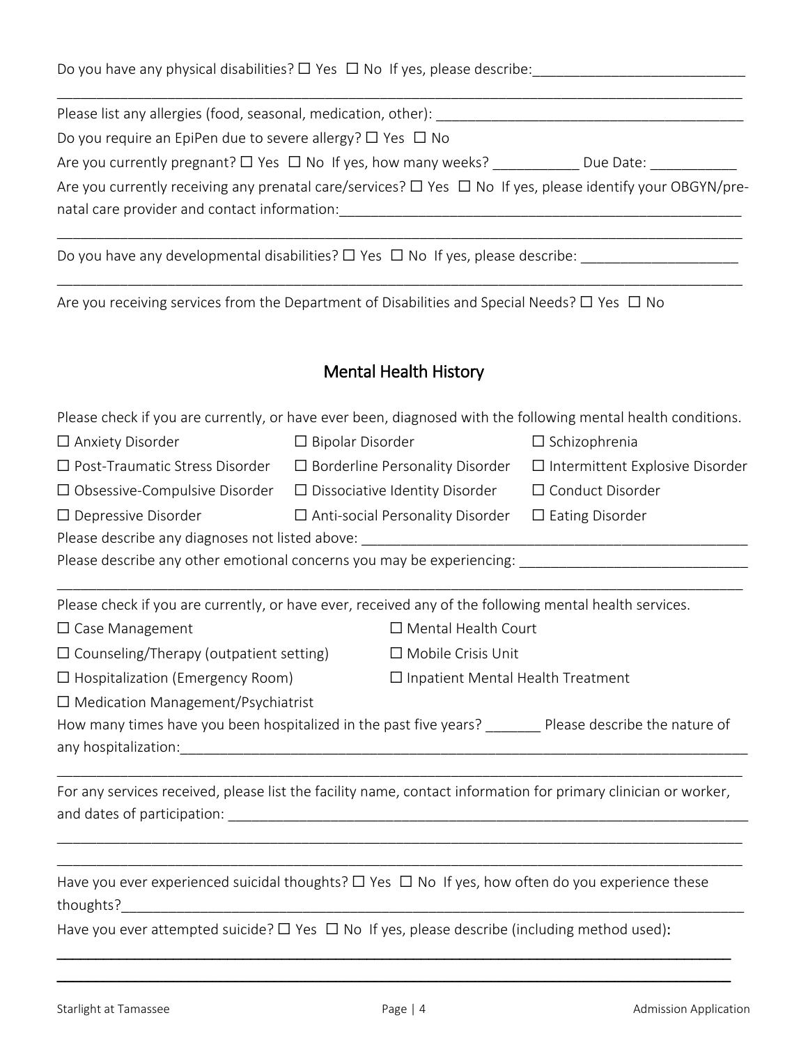Do you have any physical disabilities? ☐ Yes ☐ No If yes, please describe:___________________________

_____________________________________________________________________________________________

Please list any allergies (food, seasonal, medication, other): ________________________________________

Do you require an EpiPen due to severe allergy? ☐ Yes ☐ No

Are you currently pregnant? ☐ Yes ☐ No If yes, how many weeks? ___________ Due Date: ___________

Are you currently receiving any prenatal care/services? ☐ Yes ☐ No If yes, please identify your OBGYN/pre-natal care provider and contact information:_____________________________________________________

_____________________________________________________________________________________________

Do you have any developmental disabilities? ☐ Yes ☐ No If yes, please describe: ____________________

_____________________________________________________________________________________________

Are you receiving services from the Department of Disabilities and Special Needs? ☐ Yes ☐ No

## Mental Health History

Please check if you are currently, or have ever been, diagnosed with the following mental health conditions.

☐ Anxiety Disorder

☐ Bipolar Disorder

☐ Schizophrenia

☐ Post-Traumatic Stress Disorder

☐ Borderline Personality Disorder

☐ Intermittent Explosive Disorder

☐ Obsessive-Compulsive Disorder

☐ Dissociative Identity Disorder

☐ Conduct Disorder

☐ Depressive Disorder

☐ Anti-social Personality Disorder

☐ Eating Disorder

Please describe any diagnoses not listed above: __________________________________________________

Please describe any other emotional concerns you may be experiencing: _____________________________

_____________________________________________________________________________________________

Please check if you are currently, or have ever, received any of the following mental health services.

☐ Case Management

☐ Mental Health Court

☐ Counseling/Therapy (outpatient setting)

☐ Mobile Crisis Unit

☐ Hospitalization (Emergency Room)

☐ Inpatient Mental Health Treatment

☐ Medication Management/Psychiatrist

How many times have you been hospitalized in the past five years? _______ Please describe the nature of any hospitalization:__________________________________________________________________________

_____________________________________________________________________________________________

For any services received, please list the facility name, contact information for primary clinician or worker, and dates of participation: ___________________________________________________________________

_____________________________________________________________________________________________

_____________________________________________________________________________________________

Have you ever experienced suicidal thoughts? ☐ Yes ☐ No If yes, how often do you experience these thoughts?__________________________________________________________________________________

Have you ever attempted suicide? ☐ Yes ☐ No If yes, please describe (including method used):

_____________________________________________________________________________________________

_____________________________________________________________________________________________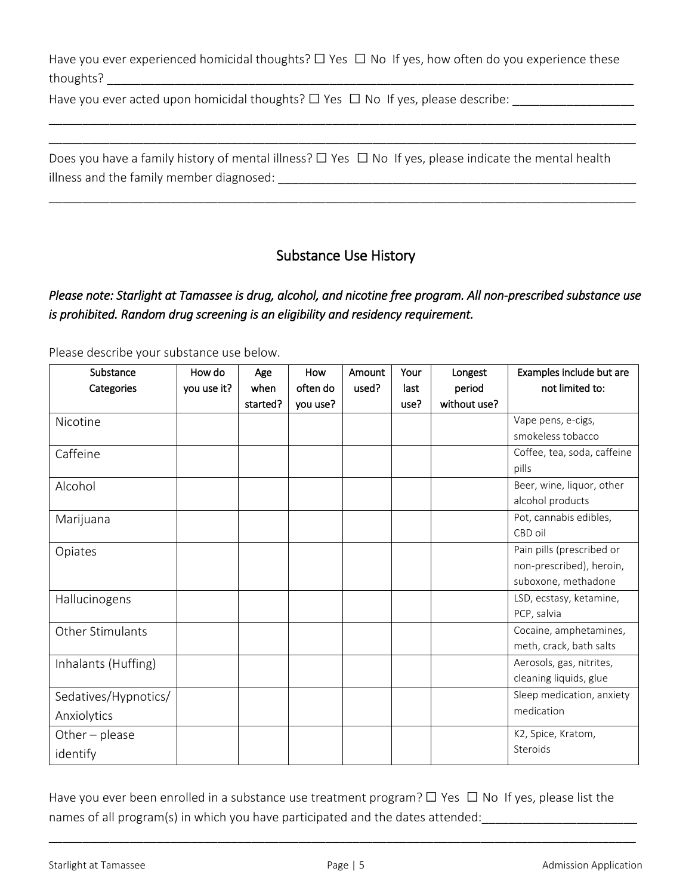Have you ever experienced homicidal thoughts? ☐ Yes ☐ No If yes, how often do you experience these thoughts? ___________________________________________________________________________

Have you ever acted upon homicidal thoughts? ☐ Yes ☐ No If yes, please describe: ________________

_____________________________________________________________________________________

_____________________________________________________________________________________

Does you have a family history of mental illness? ☐ Yes ☐ No If yes, please indicate the mental health illness and the family member diagnosed: ___________________________________________________

_____________________________________________________________________________________

## Substance Use History

*Please note: Starlight at Tamassee is drug, alcohol, and nicotine free program. All non-prescribed substance use is prohibited. Random drug screening is an eligibility and residency requirement.*

Please describe your substance use below.

| Substance Categories | How do you use it? | Age when started? | How often do you use? | Amount used? | Your last use? | Longest period without use? | Examples include but are not limited to: |
|---|---|---|---|---|---|---|---|
| Nicotine | | | | | | | Vape pens, e-cigs, smokeless tobacco |
| Caffeine | | | | | | | Coffee, tea, soda, caffeine pills |
| Alcohol | | | | | | | Beer, wine, liquor, other alcohol products |
| Marijuana | | | | | | | Pot, cannabis edibles, CBD oil |
| Opiates | | | | | | | Pain pills (prescribed or non-prescribed), heroin, suboxone, methadone |
| Hallucinogens | | | | | | | LSD, ecstasy, ketamine, PCP, salvia |
| Other Stimulants | | | | | | | Cocaine, amphetamines, meth, crack, bath salts |
| Inhalants (Huffing) | | | | | | | Aerosols, gas, nitrites, cleaning liquids, glue |
| Sedatives/Hypnotics/ Anxiolytics | | | | | | | Sleep medication, anxiety medication |
| Other – please identify | | | | | | | K2, Spice, Kratom, Steroids |

Have you ever been enrolled in a substance use treatment program? ☐ Yes ☐ No If yes, please list the names of all program(s) in which you have participated and the dates attended:______________________

_____________________________________________________________________________________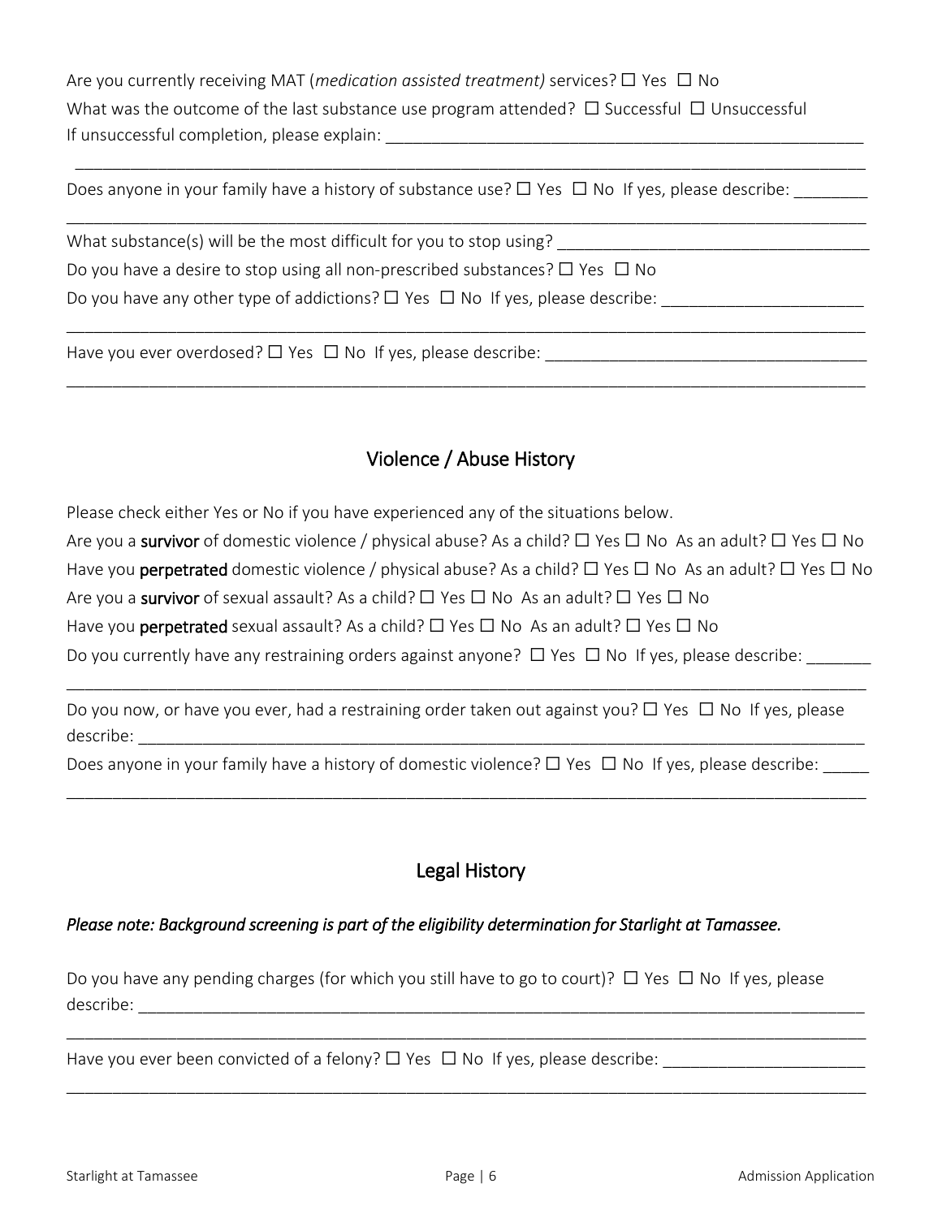Are you currently receiving MAT (*medication assisted treatment)* services? ☐ Yes ☐ No

What was the outcome of the last substance use program attended? ☐ Successful ☐ Unsuccessful

If unsuccessful completion, please explain: ______________________________________________________

______________________________________________________________________________________

Does anyone in your family have a history of substance use? ☐ Yes ☐ No If yes, please describe: ________

______________________________________________________________________________________

What substance(s) will be the most difficult for you to stop using? __________________________________

Do you have a desire to stop using all non-prescribed substances? ☐ Yes ☐ No

Do you have any other type of addictions? ☐ Yes ☐ No If yes, please describe: _____________________

______________________________________________________________________________________

Have you ever overdosed? ☐ Yes ☐ No If yes, please describe: __________________________________

______________________________________________________________________________________

## Violence / Abuse History

Please check either Yes or No if you have experienced any of the situations below.

Are you a **survivor** of domestic violence / physical abuse? As a child? ☐ Yes ☐ No As an adult? ☐ Yes ☐ No

Have you **perpetrated** domestic violence / physical abuse? As a child? ☐ Yes ☐ No As an adult? ☐ Yes ☐ No

Are you a **survivor** of sexual assault? As a child? ☐ Yes ☐ No As an adult? ☐ Yes ☐ No

Have you **perpetrated** sexual assault? As a child? ☐ Yes ☐ No As an adult? ☐ Yes ☐ No

Do you currently have any restraining orders against anyone? ☐ Yes ☐ No If yes, please describe: _______

______________________________________________________________________________________

Do you now, or have you ever, had a restraining order taken out against you? ☐ Yes ☐ No If yes, please describe: ______________________________________________________________________________

Does anyone in your family have a history of domestic violence? ☐ Yes ☐ No If yes, please describe: _____

______________________________________________________________________________________

## Legal History

***Please note: Background screening is part of the eligibility determination for Starlight at Tamassee.***

Do you have any pending charges (for which you still have to go to court)? ☐ Yes ☐ No If yes, please describe: ______________________________________________________________________________

______________________________________________________________________________________

Have you ever been convicted of a felony? ☐ Yes ☐ No If yes, please describe: _____________________

______________________________________________________________________________________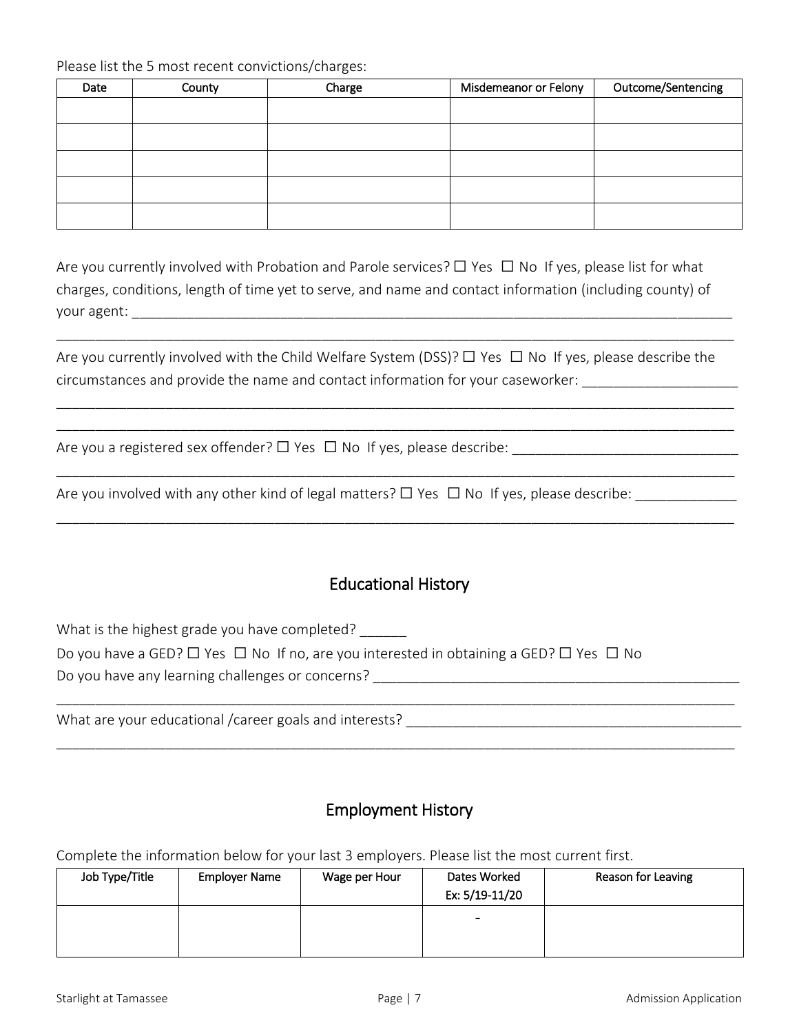Please list the 5 most recent convictions/charges:

| Date | County | Charge | Misdemeanor or Felony | Outcome/Sentencing |
|---|---|---|---|---|
| | | | | |
| | | | | |
| | | | | |
| | | | | |
| | | | | |

Are you currently involved with Probation and Parole services? ☐ Yes ☐ No If yes, please list for what charges, conditions, length of time yet to serve, and name and contact information (including county) of your agent: ______________________________________________________________________________

_____________________________________________________________________________________________

Are you currently involved with the Child Welfare System (DSS)? ☐ Yes ☐ No If yes, please describe the circumstances and provide the name and contact information for your caseworker: ____________________

_____________________________________________________________________________________________

_____________________________________________________________________________________________

Are you a registered sex offender? ☐ Yes ☐ No If yes, please describe: _____________________________

_____________________________________________________________________________________________

Are you involved with any other kind of legal matters? ☐ Yes ☐ No If yes, please describe: _____________

_____________________________________________________________________________________________

## Educational History

What is the highest grade you have completed? ______

Do you have a GED? ☐ Yes ☐ No If no, are you interested in obtaining a GED? ☐ Yes ☐ No

Do you have any learning challenges or concerns? _______________________________________________

_____________________________________________________________________________________________

What are your educational /career goals and interests? __________________________________________

_____________________________________________________________________________________________

## Employment History

Complete the information below for your last 3 employers. Please list the most current first.

| Job Type/Title | Employer Name | Wage per Hour | Dates Worked Ex: 5/19-11/20 | Reason for Leaving |
|---|---|---|---|---|
| | | | - | |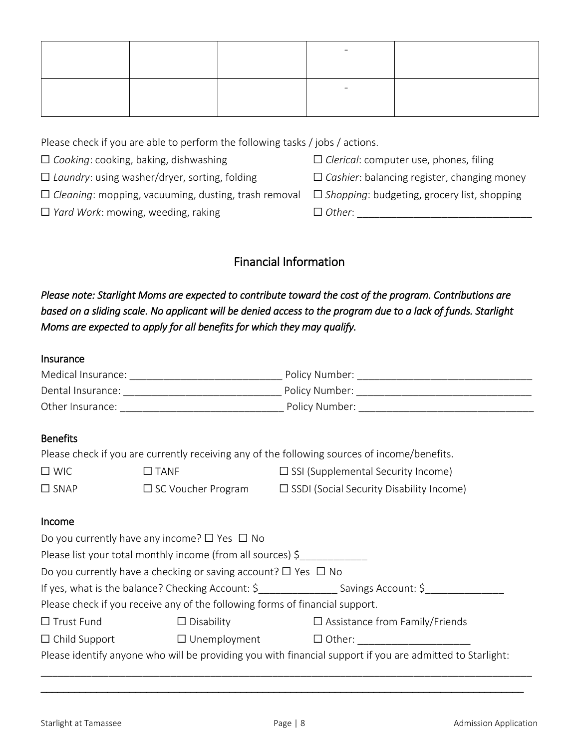| | | | - | |
|---|---|---|---|---|
| | | | - | |

Please check if you are able to perform the following tasks / jobs / actions.

☐ *Cooking*: cooking, baking, dishwashing

☐ *Laundry*: using washer/dryer, sorting, folding

☐ *Cleaning*: mopping, vacuuming, dusting, trash removal

☐ *Yard Work*: mowing, weeding, raking

☐ *Clerical*: computer use, phones, filing

☐ *Cashier*: balancing register, changing money

☐ *Shopping*: budgeting, grocery list, shopping

☐ *Other*: ______________________________

## Financial Information

*Please note: Starlight Moms are expected to contribute toward the cost of the program. Contributions are based on a sliding scale. No applicant will be denied access to the program due to a lack of funds. Starlight Moms are expected to apply for all benefits for which they may qualify.*

### Insurance

Medical Insurance: ___________________________ Policy Number: _______________________________

Dental Insurance: ___________________________ Policy Number: _______________________________

Other Insurance: ____________________________ Policy Number: _______________________________

### Benefits

Please check if you are currently receiving any of the following sources of income/benefits.

☐ WIC ☐ TANF ☐ SSI (Supplemental Security Income)

☐ SNAP ☐ SC Voucher Program ☐ SSDI (Social Security Disability Income)

### Income

Do you currently have any income? ☐ Yes ☐ No

Please list your total monthly income (from all sources) $____________

Do you currently have a checking or saving account? ☐ Yes ☐ No

If yes, what is the balance? Checking Account: $______________ Savings Account: $______________

Please check if you receive any of the following forms of financial support.

☐ Trust Fund ☐ Disability ☐ Assistance from Family/Friends

☐ Child Support ☐ Unemployment ☐ Other: ____________________

Please identify anyone who will be providing you with financial support if you are admitted to Starlight:

_____________________________________________________________________________________

_____________________________________________________________________________________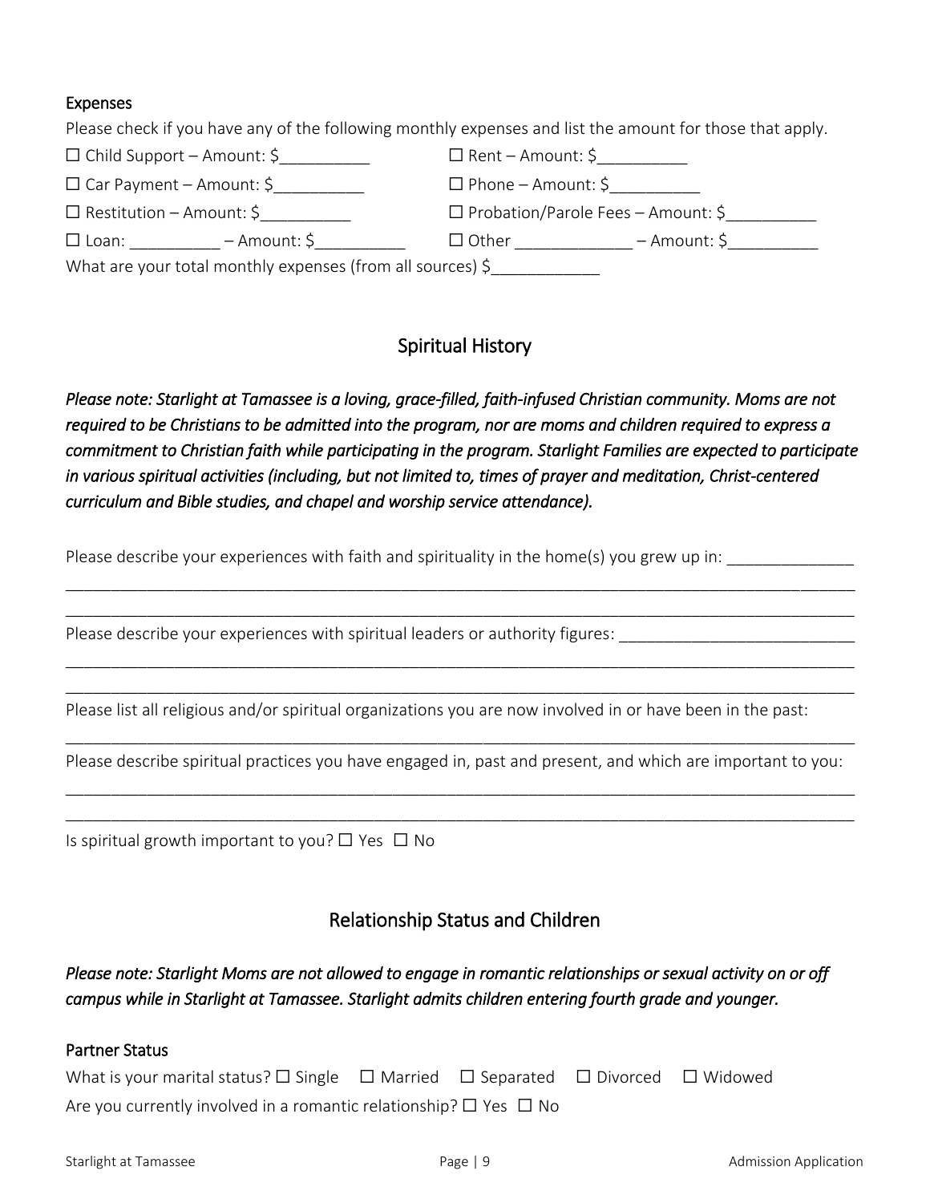#### Expenses

Please check if you have any of the following monthly expenses and list the amount for those that apply.

☐ Child Support – Amount: $__________

☐ Rent – Amount: $__________

☐ Car Payment – Amount: $__________

☐ Phone – Amount: $__________

☐ Restitution – Amount: $__________

☐ Probation/Parole Fees – Amount: $__________

☐ Loan: __________ – Amount: $__________

☐ Other _____________ – Amount: $__________

What are your total monthly expenses (from all sources) $____________

## Spiritual History

*Please note: Starlight at Tamassee is a loving, grace-filled, faith-infused Christian community. Moms are not required to be Christians to be admitted into the program, nor are moms and children required to express a commitment to Christian faith while participating in the program. Starlight Families are expected to participate in various spiritual activities (including, but not limited to, times of prayer and meditation, Christ-centered curriculum and Bible studies, and chapel and worship service attendance).*

Please describe your experiences with faith and spirituality in the home(s) you grew up in: ______________
______________________________________________________________________________________________
______________________________________________________________________________________________

Please describe your experiences with spiritual leaders or authority figures: __________________________
______________________________________________________________________________________________
______________________________________________________________________________________________

Please list all religious and/or spiritual organizations you are now involved in or have been in the past:
______________________________________________________________________________________________

Please describe spiritual practices you have engaged in, past and present, and which are important to you:
______________________________________________________________________________________________
______________________________________________________________________________________________

Is spiritual growth important to you? ☐ Yes ☐ No

## Relationship Status and Children

***Please note: Starlight Moms are not allowed to engage in romantic relationships or sexual activity on or off campus while in Starlight at Tamassee. Starlight admits children entering fourth grade and younger.***

#### Partner Status

What is your marital status? ☐ Single ☐ Married ☐ Separated ☐ Divorced ☐ Widowed

Are you currently involved in a romantic relationship? ☐ Yes ☐ No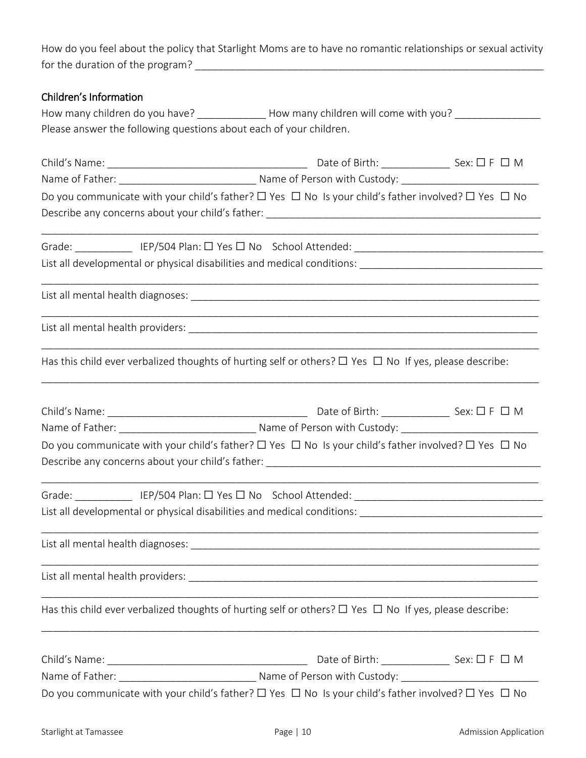How do you feel about the policy that Starlight Moms are to have no romantic relationships or sexual activity for the duration of the program? ______________________________________________________________

### Children's Information

How many children do you have? ____________ How many children will come with you? _______________

Please answer the following questions about each of your children.

Child's Name: ___________________________________ Date of Birth: ____________ Sex: ☐ F ☐ M

Name of Father: ________________________ Name of Person with Custody: ________________________

Do you communicate with your child's father? ☐ Yes ☐ No Is your child's father involved? ☐ Yes ☐ No

Describe any concerns about your child's father: __________________________________________________

_____________________________________________________________________________________

Grade: __________ IEP/504 Plan: ☐ Yes ☐ No School Attended: _________________________________

List all developmental or physical disabilities and medical conditions: _______________________________

_____________________________________________________________________________________

List all mental health diagnoses: ______________________________________________________________

_____________________________________________________________________________________

List all mental health providers: ______________________________________________________________

_____________________________________________________________________________________

Has this child ever verbalized thoughts of hurting self or others? ☐ Yes ☐ No If yes, please describe:

_____________________________________________________________________________________

Child's Name: ___________________________________ Date of Birth: ____________ Sex: ☐ F ☐ M

Name of Father: ________________________ Name of Person with Custody: ________________________

Do you communicate with your child's father? ☐ Yes ☐ No Is your child's father involved? ☐ Yes ☐ No

Describe any concerns about your child's father: __________________________________________________

_____________________________________________________________________________________

Grade: __________ IEP/504 Plan: ☐ Yes ☐ No School Attended: _________________________________

List all developmental or physical disabilities and medical conditions: _______________________________

_____________________________________________________________________________________

List all mental health diagnoses: ______________________________________________________________

_____________________________________________________________________________________

List all mental health providers: ______________________________________________________________

_____________________________________________________________________________________

Has this child ever verbalized thoughts of hurting self or others? ☐ Yes ☐ No If yes, please describe:

_____________________________________________________________________________________

Child's Name: ___________________________________ Date of Birth: ____________ Sex: ☐ F ☐ M

Name of Father: ________________________ Name of Person with Custody: ________________________

Do you communicate with your child's father? ☐ Yes ☐ No Is your child's father involved? ☐ Yes ☐ No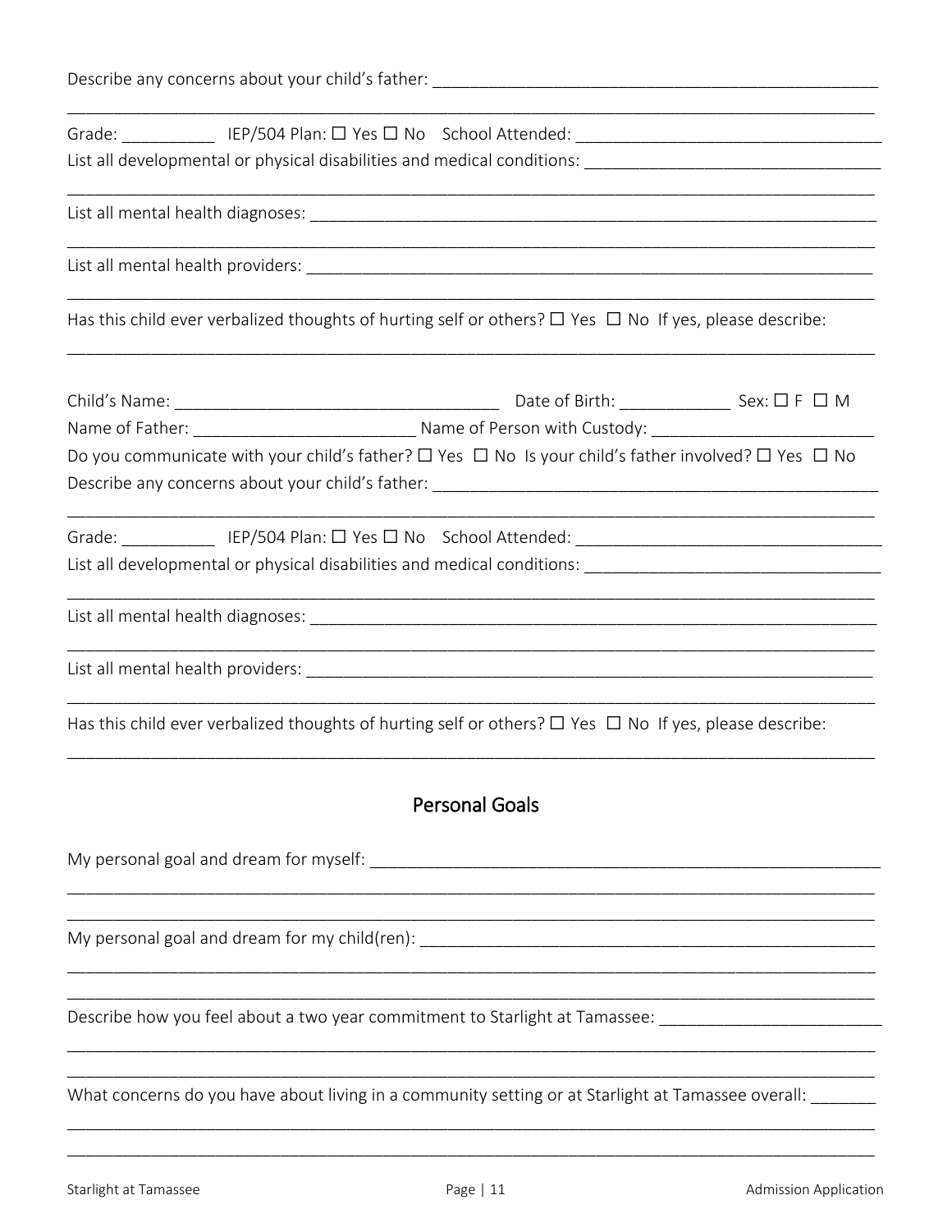Describe any concerns about your child's father: ___________________________________________________

_____________________________________________________________________________________________

Grade: __________ IEP/504 Plan: ☐ Yes ☐ No School Attended: ________________________________

List all developmental or physical disabilities and medical conditions: _______________________________

_____________________________________________________________________________________________

List all mental health diagnoses: ______________________________________________________________

_____________________________________________________________________________________________

List all mental health providers: ______________________________________________________________

_____________________________________________________________________________________________

Has this child ever verbalized thoughts of hurting self or others? ☐ Yes ☐ No If yes, please describe:

_____________________________________________________________________________________________

Child's Name: ___________________________________ Date of Birth: ____________ Sex: ☐ F ☐ M

Name of Father: ______________________ Name of Person with Custody: ______________________

Do you communicate with your child's father? ☐ Yes ☐ No Is your child's father involved? ☐ Yes ☐ No

Describe any concerns about your child's father: ___________________________________________________

_____________________________________________________________________________________________

Grade: __________ IEP/504 Plan: ☐ Yes ☐ No School Attended: ________________________________

List all developmental or physical disabilities and medical conditions: _______________________________

_____________________________________________________________________________________________

List all mental health diagnoses: ______________________________________________________________

_____________________________________________________________________________________________

List all mental health providers: ______________________________________________________________

_____________________________________________________________________________________________

Has this child ever verbalized thoughts of hurting self or others? ☐ Yes ☐ No If yes, please describe:

_____________________________________________________________________________________________

## Personal Goals

My personal goal and dream for myself: ______________________________________________________

_____________________________________________________________________________________________

_____________________________________________________________________________________________

My personal goal and dream for my child(ren): _________________________________________________

_____________________________________________________________________________________________

_____________________________________________________________________________________________

Describe how you feel about a two year commitment to Starlight at Tamassee: _______________________

_____________________________________________________________________________________________

_____________________________________________________________________________________________

What concerns do you have about living in a community setting or at Starlight at Tamassee overall: _______

_____________________________________________________________________________________________

_____________________________________________________________________________________________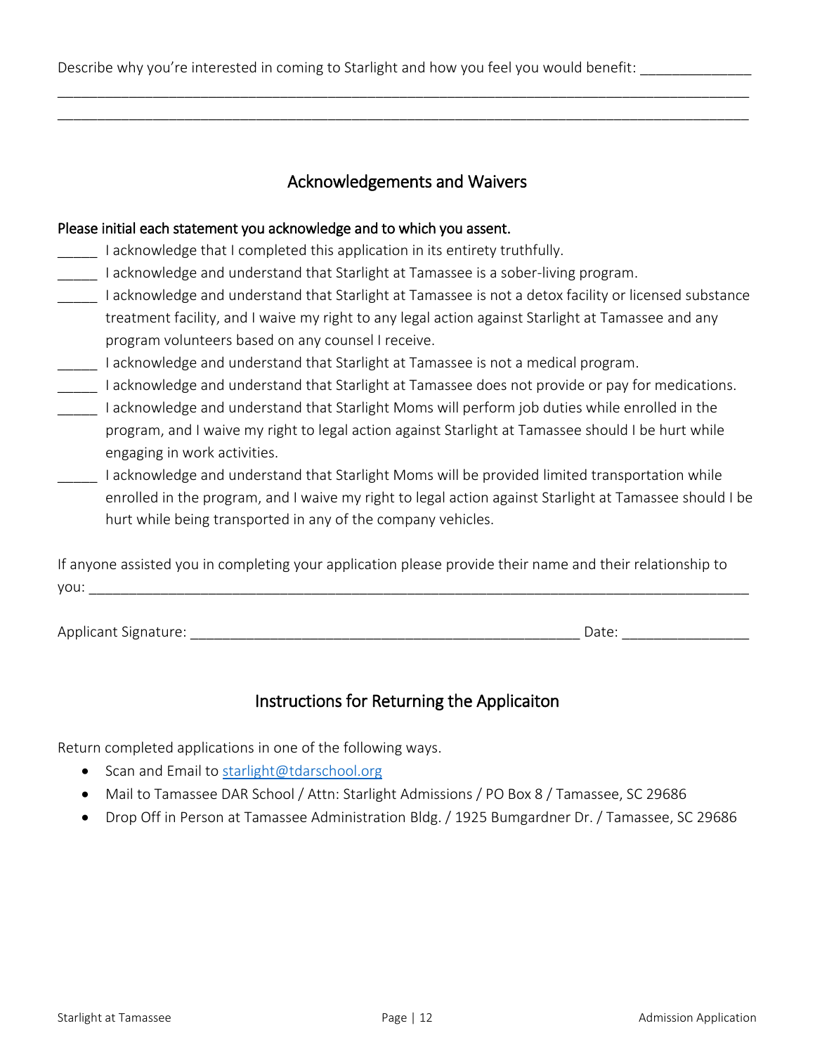Describe why you're interested in coming to Starlight and how you feel you would benefit: ______________

________________________________________________________________________________________

________________________________________________________________________________________

## Acknowledgements and Waivers

Please initial each statement you acknowledge and to which you assent.

_____ I acknowledge that I completed this application in its entirety truthfully.

_____ I acknowledge and understand that Starlight at Tamassee is a sober-living program.

_____ I acknowledge and understand that Starlight at Tamassee is not a detox facility or licensed substance treatment facility, and I waive my right to any legal action against Starlight at Tamassee and any program volunteers based on any counsel I receive.

_____ I acknowledge and understand that Starlight at Tamassee is not a medical program.

_____ I acknowledge and understand that Starlight at Tamassee does not provide or pay for medications.

_____ I acknowledge and understand that Starlight Moms will perform job duties while enrolled in the program, and I waive my right to legal action against Starlight at Tamassee should I be hurt while engaging in work activities.

_____ I acknowledge and understand that Starlight Moms will be provided limited transportation while enrolled in the program, and I waive my right to legal action against Starlight at Tamassee should I be hurt while being transported in any of the company vehicles.

If anyone assisted you in completing your application please provide their name and their relationship to you: ________________________________________________________________________________

Applicant Signature: ___________________________________________________ Date: ________________

## Instructions for Returning the Applicaiton

Return completed applications in one of the following ways.

- Scan and Email to starlight@tdarschool.org
- Mail to Tamassee DAR School / Attn: Starlight Admissions / PO Box 8 / Tamassee, SC 29686
- Drop Off in Person at Tamassee Administration Bldg. / 1925 Bumgardner Dr. / Tamassee, SC 29686